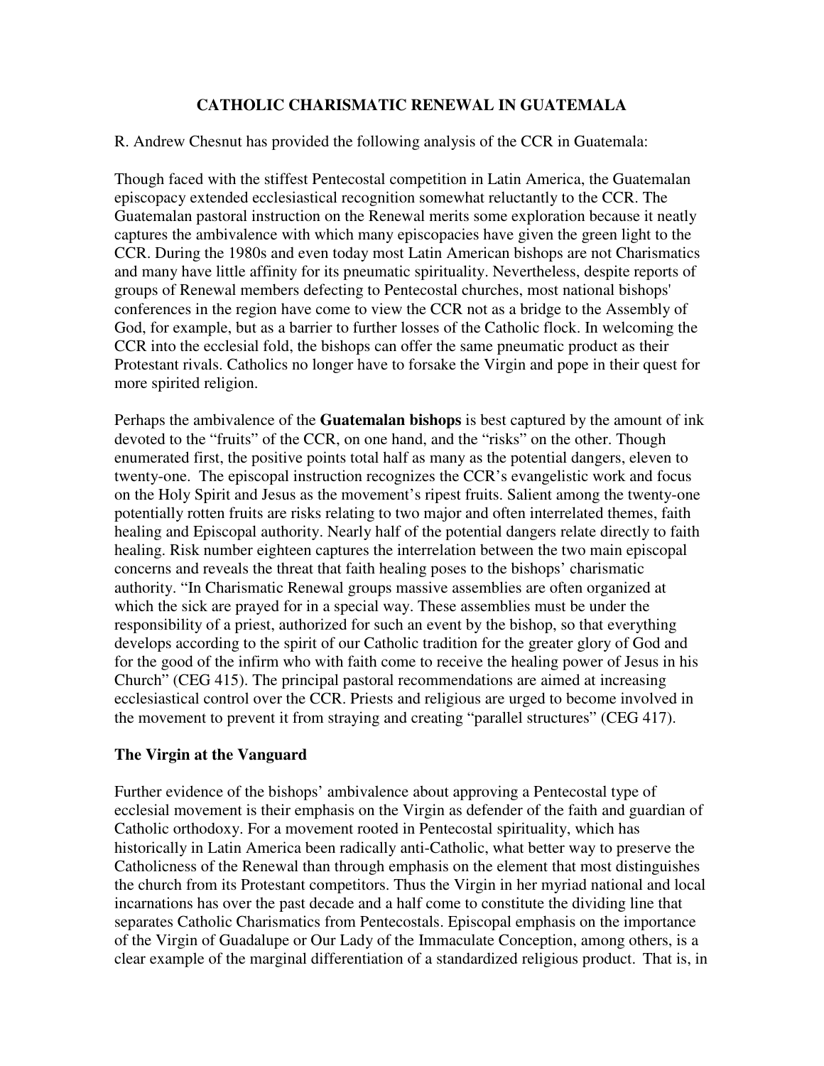# CATHOLIC CHARISMATIC RENEWAL IN GUATEMALA

R. Andrew Chesnut has provided the following analysis of the CCR in Guatemala:

Though faced with the stiffest Pentecostal competition in Latin America, the Guatemalan episcopacy extended ecclesiastical recognition somewhat reluctantly to the CCR. The Guatemalan pastoral instruction on the Renewal merits some exploration because it neatly captures the ambivalence with which many episcopacies have given the green light to the CCR. During the 1980s and even today most Latin American bishops are not Charismatics and many have little affinity for its pneumatic spirituality. Nevertheless, despite reports of groups of Renewal members defecting to Pentecostal churches, most national bishops' conferences in the region have come to view the CCR not as a bridge to the Assembly of God, for example, but as a barrier to further losses of the Catholic flock. In welcoming the CCR into the ecclesial fold, the bishops can offer the same pneumatic product as their Protestant rivals. Catholics no longer have to forsake the Virgin and pope in their quest for more spirited religion.

Perhaps the ambivalence of the **Guatemalan bishops** is best captured by the amount of ink devoted to the "fruits" of the CCR, on one hand, and the "risks" on the other. Though enumerated first, the positive points total half as many as the potential dangers, eleven to twenty-one. The episcopal instruction recognizes the CCR's evangelistic work and focus on the Holy Spirit and Jesus as the movement's ripest fruits. Salient among the twenty-one potentially rotten fruits are risks relating to two major and often interrelated themes, faith healing and Episcopal authority. Nearly half of the potential dangers relate directly to faith healing. Risk number eighteen captures the interrelation between the two main episcopal concerns and reveals the threat that faith healing poses to the bishops' charismatic authority. "In Charismatic Renewal groups massive assemblies are often organized at which the sick are prayed for in a special way. These assemblies must be under the responsibility of a priest, authorized for such an event by the bishop, so that everything develops according to the spirit of our Catholic tradition for the greater glory of God and for the good of the infirm who with faith come to receive the healing power of Jesus in his Church" (CEG 415). The principal pastoral recommendations are aimed at increasing ecclesiastical control over the CCR. Priests and religious are urged to become involved in the movement to prevent it from straying and creating "parallel structures" (CEG 417).

## The Virgin at the Vanguard

Further evidence of the bishops' ambivalence about approving a Pentecostal type of ecclesial movement is their emphasis on the Virgin as defender of the faith and guardian of Catholic orthodoxy. For a movement rooted in Pentecostal spirituality, which has historically in Latin America been radically anti-Catholic, what better way to preserve the Catholicness of the Renewal than through emphasis on the element that most distinguishes the church from its Protestant competitors. Thus the Virgin in her myriad national and local incarnations has over the past decade and a half come to constitute the dividing line that separates Catholic Charismatics from Pentecostals. Episcopal emphasis on the importance of the Virgin of Guadalupe or Our Lady of the Immaculate Conception, among others, is a clear example of the marginal differentiation of a standardized religious product. That is, in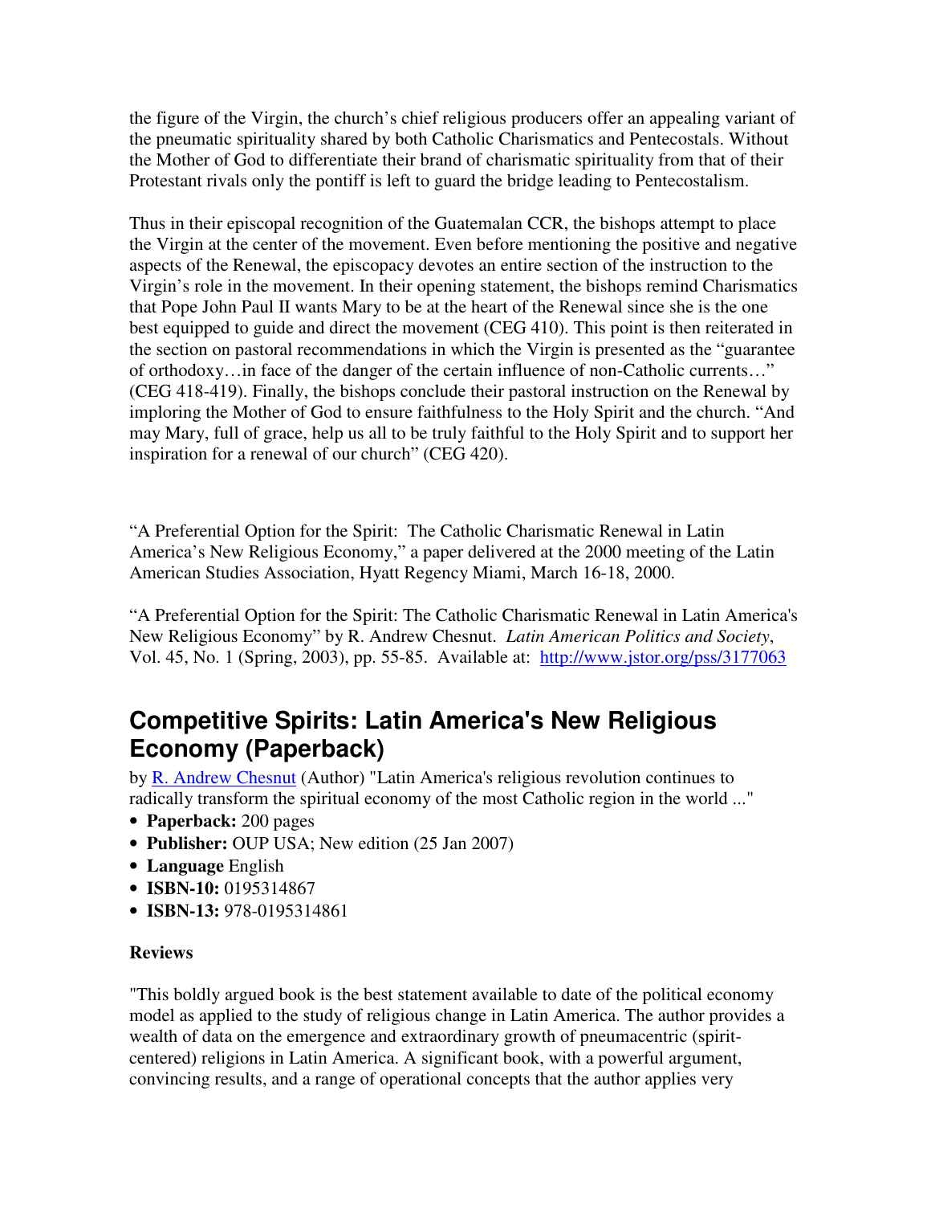the figure of the Virgin, the church's chief religious producers offer an appealing variant of the pneumatic spirituality shared by both Catholic Charismatics and Pentecostals. Without the Mother of God to differentiate their brand of charismatic spirituality from that of their Protestant rivals only the pontiff is left to guard the bridge leading to Pentecostalism.

Thus in their episcopal recognition of the Guatemalan CCR, the bishops attempt to place the Virgin at the center of the movement. Even before mentioning the positive and negative aspects of the Renewal, the episcopacy devotes an entire section of the instruction to the Virgin's role in the movement. In their opening statement, the bishops remind Charismatics that Pope John Paul II wants Mary to be at the heart of the Renewal since she is the one best equipped to guide and direct the movement (CEG 410). This point is then reiterated in the section on pastoral recommendations in which the Virgin is presented as the "guarantee of orthodoxy…in face of the danger of the certain influence of non-Catholic currents…" (CEG 418-419). Finally, the bishops conclude their pastoral instruction on the Renewal by imploring the Mother of God to ensure faithfulness to the Holy Spirit and the church. "And may Mary, full of grace, help us all to be truly faithful to the Holy Spirit and to support her inspiration for a renewal of our church" (CEG 420).

"A Preferential Option for the Spirit: The Catholic Charismatic Renewal in Latin America's New Religious Economy," a paper delivered at the 2000 meeting of the Latin American Studies Association, Hyatt Regency Miami, March 16-18, 2000.

"A Preferential Option for the Spirit: The Catholic Charismatic Renewal in Latin America's New Religious Economy" by R. Andrew Chesnut. *Latin American Politics and Society*, Vol. 45, No. 1 (Spring, 2003), pp. 55-85. Available at: http://www.jstor.org/pss/3177063

## Competitive Spirits: Latin America's New Religious Economy (Paperback)

by R. Andrew Chesnut (Author) "Latin America's religious revolution continues to radically transform the spiritual economy of the most Catholic region in the world ..."

- **Paperback:** 200 pages
- **Publisher:** OUP USA; New edition (25 Jan 2007)
- **Language** English
- **ISBN-10:** 0195314867
- **ISBN-13:** 978-0195314861

**Reviews**

"This boldly argued book is the best statement available to date of the political economy model as applied to the study of religious change in Latin America. The author provides a wealth of data on the emergence and extraordinary growth of pneumacentric (spirit-centered) religions in Latin America. A significant book, with a powerful argument, convincing results, and a range of operational concepts that the author applies very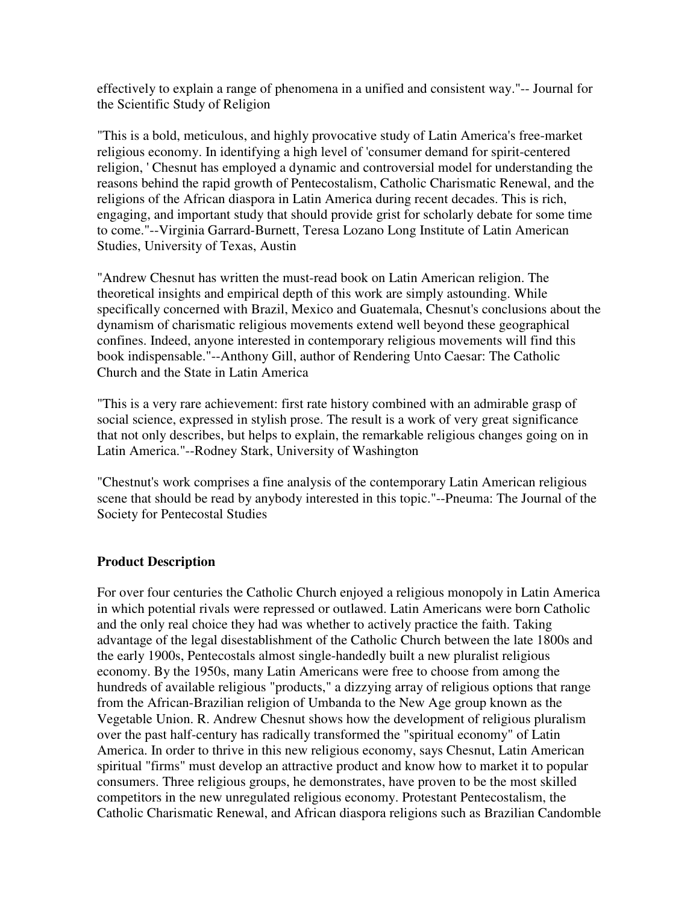effectively to explain a range of phenomena in a unified and consistent way."-- Journal for the Scientific Study of Religion

"This is a bold, meticulous, and highly provocative study of Latin America's free-market religious economy. In identifying a high level of 'consumer demand for spirit-centered religion, ' Chesnut has employed a dynamic and controversial model for understanding the reasons behind the rapid growth of Pentecostalism, Catholic Charismatic Renewal, and the religions of the African diaspora in Latin America during recent decades. This is rich, engaging, and important study that should provide grist for scholarly debate for some time to come."--Virginia Garrard-Burnett, Teresa Lozano Long Institute of Latin American Studies, University of Texas, Austin

"Andrew Chesnut has written the must-read book on Latin American religion. The theoretical insights and empirical depth of this work are simply astounding. While specifically concerned with Brazil, Mexico and Guatemala, Chesnut's conclusions about the dynamism of charismatic religious movements extend well beyond these geographical confines. Indeed, anyone interested in contemporary religious movements will find this book indispensable."--Anthony Gill, author of Rendering Unto Caesar: The Catholic Church and the State in Latin America

"This is a very rare achievement: first rate history combined with an admirable grasp of social science, expressed in stylish prose. The result is a work of very great significance that not only describes, but helps to explain, the remarkable religious changes going on in Latin America."--Rodney Stark, University of Washington

"Chestnut's work comprises a fine analysis of the contemporary Latin American religious scene that should be read by anybody interested in this topic."--Pneuma: The Journal of the Society for Pentecostal Studies

**Product Description**

For over four centuries the Catholic Church enjoyed a religious monopoly in Latin America in which potential rivals were repressed or outlawed. Latin Americans were born Catholic and the only real choice they had was whether to actively practice the faith. Taking advantage of the legal disestablishment of the Catholic Church between the late 1800s and the early 1900s, Pentecostals almost single-handedly built a new pluralist religious economy. By the 1950s, many Latin Americans were free to choose from among the hundreds of available religious "products," a dizzying array of religious options that range from the African-Brazilian religion of Umbanda to the New Age group known as the Vegetable Union. R. Andrew Chesnut shows how the development of religious pluralism over the past half-century has radically transformed the "spiritual economy" of Latin America. In order to thrive in this new religious economy, says Chesnut, Latin American spiritual "firms" must develop an attractive product and know how to market it to popular consumers. Three religious groups, he demonstrates, have proven to be the most skilled competitors in the new unregulated religious economy. Protestant Pentecostalism, the Catholic Charismatic Renewal, and African diaspora religions such as Brazilian Candomble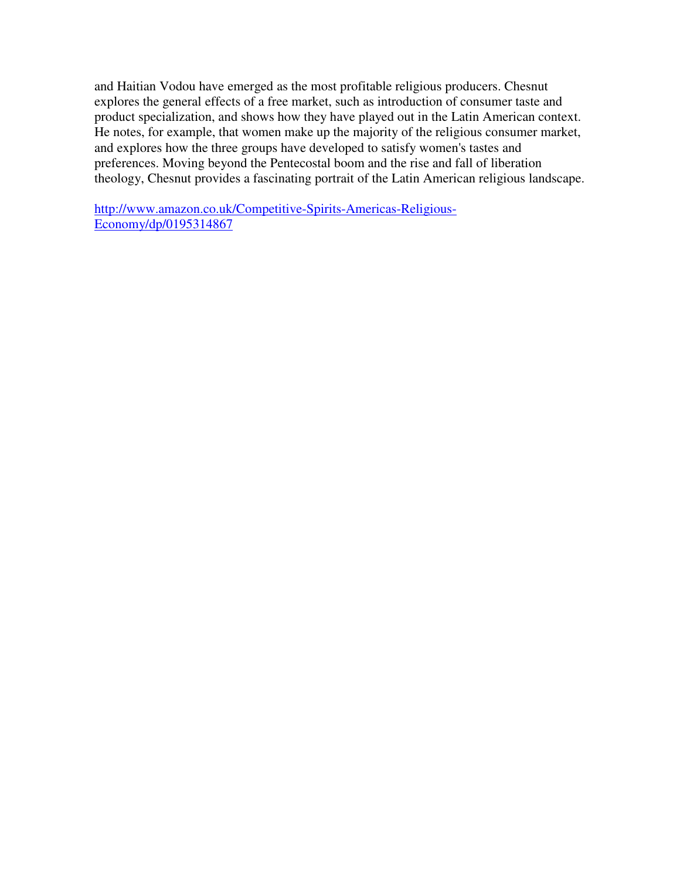and Haitian Vodou have emerged as the most profitable religious producers. Chesnut explores the general effects of a free market, such as introduction of consumer taste and product specialization, and shows how they have played out in the Latin American context. He notes, for example, that women make up the majority of the religious consumer market, and explores how the three groups have developed to satisfy women's tastes and preferences. Moving beyond the Pentecostal boom and the rise and fall of liberation theology, Chesnut provides a fascinating portrait of the Latin American religious landscape.

[http://www.amazon.co.uk/Competitive-Spirits-Americas-Religious-Economy/dp/0195314867](http://www.amazon.co.uk/Competitive-Spirits-Americas-Religious-Economy/dp/0195314867)